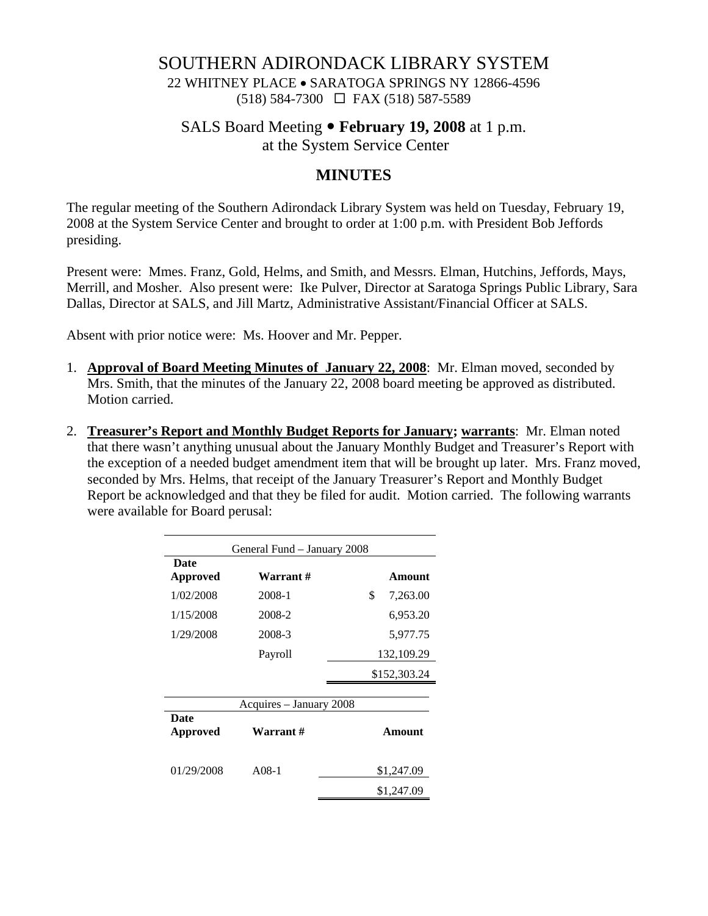# SOUTHERN ADIRONDACK LIBRARY SYSTEM

22 WHITNEY PLACE • SARATOGA SPRINGS NY 12866-4596
(518) 584-7300 ☐ FAX (518) 587-5589

## SALS Board Meeting • **February 19, 2008** at 1 p.m.
at the System Service Center

## MINUTES

The regular meeting of the Southern Adirondack Library System was held on Tuesday, February 19, 2008 at the System Service Center and brought to order at 1:00 p.m. with President Bob Jeffords presiding.

Present were: Mmes. Franz, Gold, Helms, and Smith, and Messrs. Elman, Hutchins, Jeffords, Mays, Merrill, and Mosher. Also present were: Ike Pulver, Director at Saratoga Springs Public Library, Sara Dallas, Director at SALS, and Jill Martz, Administrative Assistant/Financial Officer at SALS.

Absent with prior notice were: Ms. Hoover and Mr. Pepper.

1. **Approval of Board Meeting Minutes of January 22, 2008**: Mr. Elman moved, seconded by Mrs. Smith, that the minutes of the January 22, 2008 board meeting be approved as distributed. Motion carried.

2. **Treasurer's Report and Monthly Budget Reports for January; warrants**: Mr. Elman noted that there wasn't anything unusual about the January Monthly Budget and Treasurer's Report with the exception of a needed budget amendment item that will be brought up later. Mrs. Franz moved, seconded by Mrs. Helms, that receipt of the January Treasurer's Report and Monthly Budget Report be acknowledged and that they be filed for audit. Motion carried. The following warrants were available for Board perusal:

| General Fund – January 2008 | | |
|---|---|---|
| **Date Approved** | **Warrant #** | **Amount** |
| 1/02/2008 | 2008-1 | $ 7,263.00 |
| 1/15/2008 | 2008-2 | 6,953.20 |
| 1/29/2008 | 2008-3 | 5,977.75 |
| | Payroll | 132,109.29 |
| | | $152,303.24 |

| Acquires – January 2008 | | |
|---|---|---|
| **Date Approved** | **Warrant #** | **Amount** |
| 01/29/2008 | A08-1 | $1,247.09 |
| | | $1,247.09 |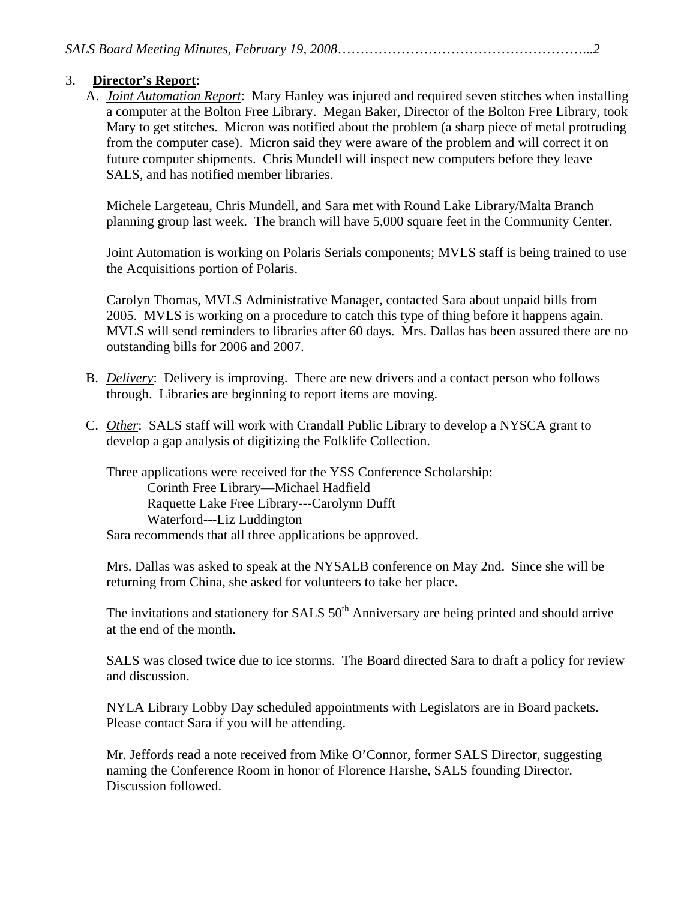3. **Director's Report**:

   A. *Joint Automation Report*: Mary Hanley was injured and required seven stitches when installing a computer at the Bolton Free Library. Megan Baker, Director of the Bolton Free Library, took Mary to get stitches. Micron was notified about the problem (a sharp piece of metal protruding from the computer case). Micron said they were aware of the problem and will correct it on future computer shipments. Chris Mundell will inspect new computers before they leave SALS, and has notified member libraries.

   Michele Largeteau, Chris Mundell, and Sara met with Round Lake Library/Malta Branch planning group last week. The branch will have 5,000 square feet in the Community Center.

   Joint Automation is working on Polaris Serials components; MVLS staff is being trained to use the Acquisitions portion of Polaris.

   Carolyn Thomas, MVLS Administrative Manager, contacted Sara about unpaid bills from 2005. MVLS is working on a procedure to catch this type of thing before it happens again. MVLS will send reminders to libraries after 60 days. Mrs. Dallas has been assured there are no outstanding bills for 2006 and 2007.

   B. *Delivery*: Delivery is improving. There are new drivers and a contact person who follows through. Libraries are beginning to report items are moving.

   C. *Other*: SALS staff will work with Crandall Public Library to develop a NYSCA grant to develop a gap analysis of digitizing the Folklife Collection.

   Three applications were received for the YSS Conference Scholarship:
      Corinth Free Library—Michael Hadfield
      Raquette Lake Free Library---Carolynn Dufft
      Waterford---Liz Luddington
   Sara recommends that all three applications be approved.

   Mrs. Dallas was asked to speak at the NYSALB conference on May 2nd. Since she will be returning from China, she asked for volunteers to take her place.

   The invitations and stationery for SALS 50th Anniversary are being printed and should arrive at the end of the month.

   SALS was closed twice due to ice storms. The Board directed Sara to draft a policy for review and discussion.

   NYLA Library Lobby Day scheduled appointments with Legislators are in Board packets. Please contact Sara if you will be attending.

   Mr. Jeffords read a note received from Mike O'Connor, former SALS Director, suggesting naming the Conference Room in honor of Florence Harshe, SALS founding Director. Discussion followed.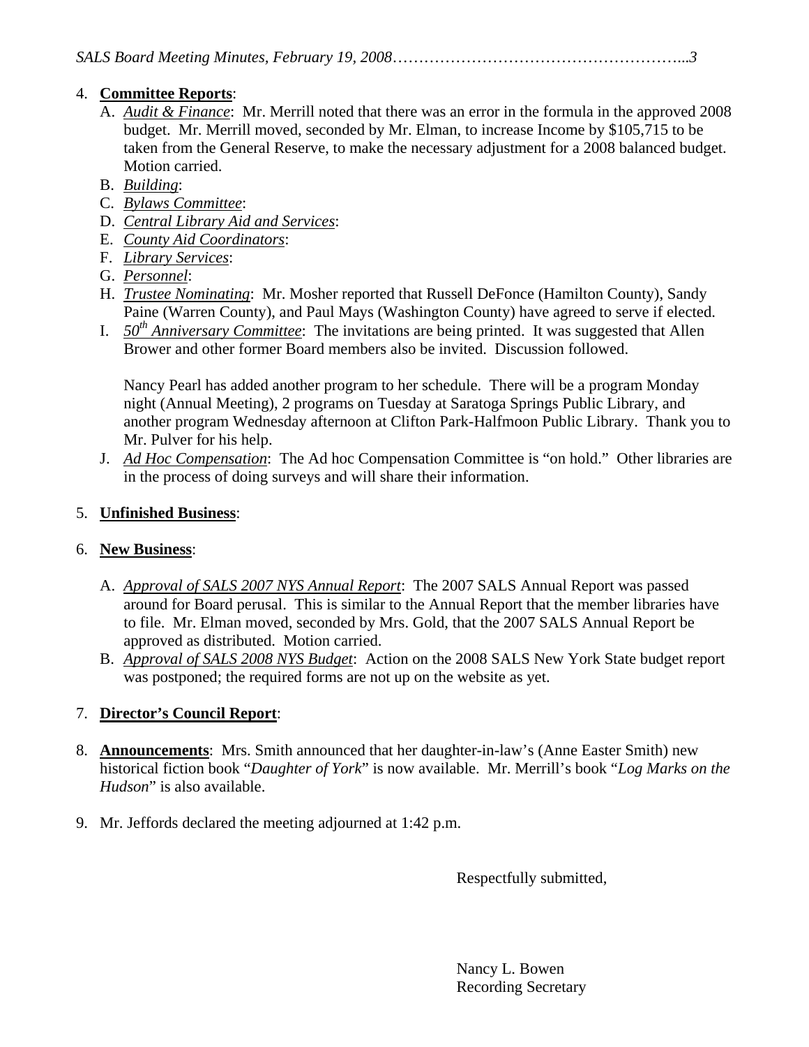4. **Committee Reports**:
   A. *Audit & Finance*: Mr. Merrill noted that there was an error in the formula in the approved 2008 budget. Mr. Merrill moved, seconded by Mr. Elman, to increase Income by $105,715 to be taken from the General Reserve, to make the necessary adjustment for a 2008 balanced budget. Motion carried.
   B. *Building*:
   C. *Bylaws Committee*:
   D. *Central Library Aid and Services*:
   E. *County Aid Coordinators*:
   F. *Library Services*:
   G. *Personnel*:
   H. *Trustee Nominating*: Mr. Mosher reported that Russell DeFonce (Hamilton County), Sandy Paine (Warren County), and Paul Mays (Washington County) have agreed to serve if elected.
   I. *50th Anniversary Committee*: The invitations are being printed. It was suggested that Allen Brower and other former Board members also be invited. Discussion followed.

      Nancy Pearl has added another program to her schedule. There will be a program Monday night (Annual Meeting), 2 programs on Tuesday at Saratoga Springs Public Library, and another program Wednesday afternoon at Clifton Park-Halfmoon Public Library. Thank you to Mr. Pulver for his help.
   J. *Ad Hoc Compensation*: The Ad hoc Compensation Committee is "on hold." Other libraries are in the process of doing surveys and will share their information.

5. **Unfinished Business**:

6. **New Business**:

   A. *Approval of SALS 2007 NYS Annual Report*: The 2007 SALS Annual Report was passed around for Board perusal. This is similar to the Annual Report that the member libraries have to file. Mr. Elman moved, seconded by Mrs. Gold, that the 2007 SALS Annual Report be approved as distributed. Motion carried.
   B. *Approval of SALS 2008 NYS Budget*: Action on the 2008 SALS New York State budget report was postponed; the required forms are not up on the website as yet.

7. **Director's Council Report**:

8. **Announcements**: Mrs. Smith announced that her daughter-in-law's (Anne Easter Smith) new historical fiction book "*Daughter of York*" is now available. Mr. Merrill's book "*Log Marks on the Hudson*" is also available.

9. Mr. Jeffords declared the meeting adjourned at 1:42 p.m.

Respectfully submitted,

Nancy L. Bowen
Recording Secretary